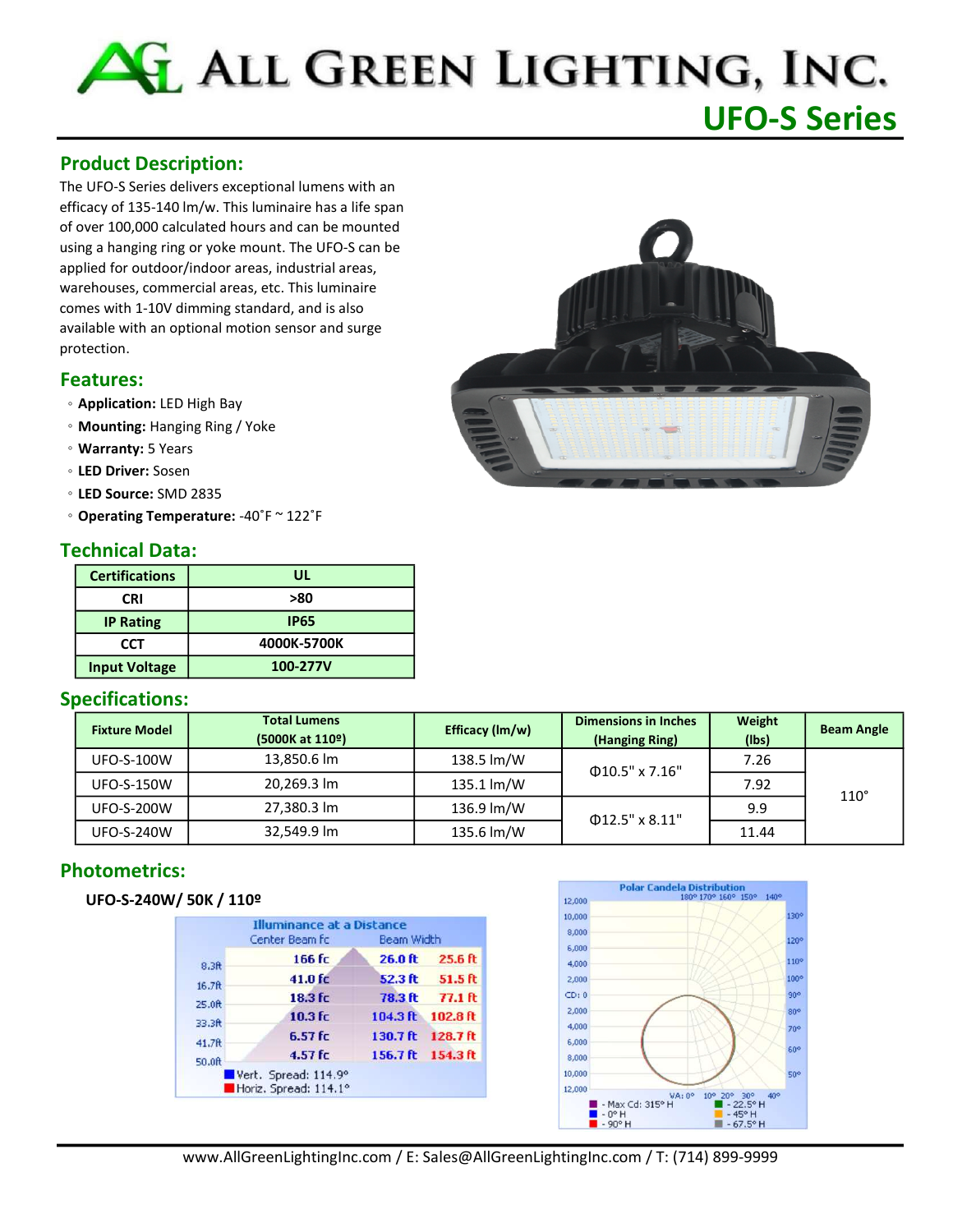# ALL GREEN LIGHTING, INC.

## UFO-S Series

## Product Description:

The UFO-S Series delivers exceptional lumens with an efficacy of 135-140 lm/w. This luminaire has a life span of over 100,000 calculated hours and can be mounted using a hanging ring or yoke mount. The UFO-S can be applied for outdoor/indoor areas, industrial areas, warehouses, commercial areas, etc. This luminaire comes with 1-10V dimming standard, and is also available with an optional motion sensor and surge protection.

## Features:

- **Application:** LED High Bay
- **Mounting:** Hanging Ring / Yoke
- **Warranty:** 5 Years
- **LED Driver:** Sosen
- **LED Source:** SMD 2835
- **Operating Temperature:** -40˚F ~ 122˚F

## Technical Data:

| Certifications | UL |
|---|---|
| CRI | >80 |
| IP Rating | IP65 |
| CCT | 4000K-5700K |
| Input Voltage | 100-277V |

## Specifications:

| Fixture Model | Total Lumens (5000K at 110º) | Efficacy (lm/w) | Dimensions in Inches (Hanging Ring) | Weight (lbs) | Beam Angle |
|---|---|---|---|---|---|
| UFO-S-100W | 13,850.6 lm | 138.5 lm/W | Φ10.5" x 7.16" | 7.26 | 110° |
| UFO-S-150W | 20,269.3 lm | 135.1 lm/W | | 7.92 | |
| UFO-S-200W | 27,380.3 lm | 136.9 lm/W | Φ12.5" x 8.11" | 9.9 | |
| UFO-S-240W | 32,549.9 lm | 135.6 lm/W | | 11.44 | |

## Photometrics:

**UFO-S-240W/ 50K / 110º**

Illuminance at a Distance

| Distance | Center Beam fc | Beam Width (Vert.) | Beam Width (Horiz.) |
|---|---|---|---|
| 8.3ft | 166 fc | 26.0 ft | 25.6 ft |
| 16.7ft | 41.0 fc | 52.3 ft | 51.5 ft |
| 25.0ft | 18.3 fc | 78.3 ft | 77.1 ft |
| 33.3ft | 10.3 fc | 104.3 ft | 102.8 ft |
| 41.7ft | 6.57 fc | 130.7 ft | 128.7 ft |
| 50.0ft | 4.57 fc | 156.7 ft | 154.3 ft |

Vert. Spread: 114.9°
Horiz. Spread: 114.1°

Polar Candela Distribution

- Max Cd: 315° H
- 0° H
- 90° H
- 22.5° H
- 45° H
- 67.5° H

www.AllGreenLightingInc.com / E: Sales@AllGreenLightingInc.com / T: (714) 899-9999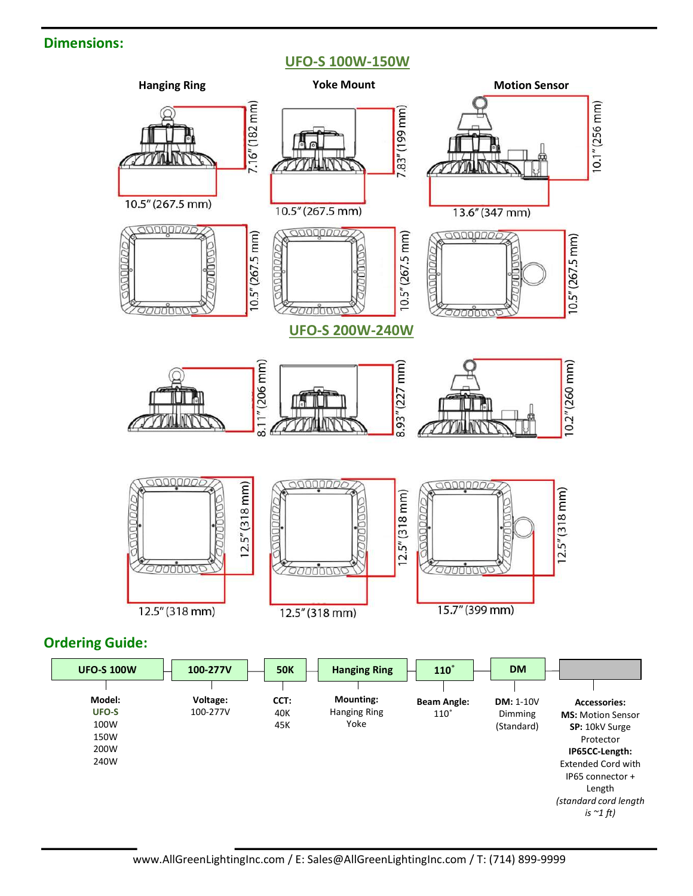## Dimensions:

### UFO-S 100W-150W

Hanging Ring

Yoke Mount

Motion Sensor

7.16" (182 mm)

7.83" (199 mm)

10.1" (256 mm)

10.5" (267.5 mm)

10.5" (267.5 mm)

13.6" (347 mm)

10.5" (267.5 mm)

10.5" (267.5 mm)

10.5" (267.5 mm)

### UFO-S 200W-240W

8.11" (206 mm)

8.93" (227 mm)

10.2" (260 mm)

12.5" (318 mm)

12.5" (318 mm)

12.5" (318 mm)

12.5" (318 mm)

12.5" (318 mm)

15.7" (399 mm)

## Ordering Guide:

| UFO-S 100W | 100-277V | 50K | Hanging Ring | 110˚ | DM | |
|---|---|---|---|---|---|---|
| **Model:**<br>**UFO-S**<br>100W<br>150W<br>200W<br>240W | **Voltage:**<br>100-277V | **CCT:**<br>40K<br>45K | **Mounting:**<br>Hanging Ring<br>Yoke | **Beam Angle:**<br>110˚ | **DM:** 1-10V Dimming (Standard) | **Accessories:**<br>**MS:** Motion Sensor<br>**SP:** 10kV Surge Protector<br>**IP65CC-Length:** Extended Cord with IP65 connector + Length<br>*(standard cord length is ~1 ft)* |

www.AllGreenLightingInc.com / E: Sales@AllGreenLightingInc.com / T: (714) 899-9999